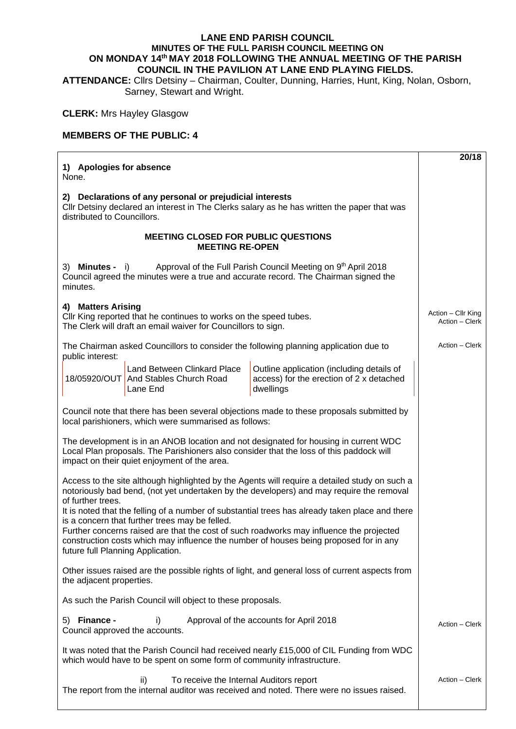# LANE END PARISH COUNCIL

## MINUTES OF THE FULL PARISH COUNCIL MEETING ON ON MONDAY 14th MAY 2018 FOLLOWING THE ANNUAL MEETING OF THE PARISH COUNCIL IN THE PAVILION AT LANE END PLAYING FIELDS.

**ATTENDANCE:** Cllrs Detsiny – Chairman, Coulter, Dunning, Harries, Hunt, King, Nolan, Osborn, Sarney, Stewart and Wright.

**CLERK:** Mrs Hayley Glasgow

**MEMBERS OF THE PUBLIC: 4**

**20/18**

**1) Apologies for absence**
None.

**2) Declarations of any personal or prejudicial interests**
Cllr Detsiny declared an interest in The Clerks salary as he has written the paper that was distributed to Councillors.

**MEETING CLOSED FOR PUBLIC QUESTIONS**
**MEETING RE-OPEN**

3) **Minutes -** i) Approval of the Full Parish Council Meeting on 9th April 2018
Council agreed the minutes were a true and accurate record. The Chairman signed the minutes.

**4) Matters Arising**
Cllr King reported that he continues to works on the speed tubes. — *Action – Cllr King*
The Clerk will draft an email waiver for Councillors to sign. — *Action – Clerk*

The Chairman asked Councillors to consider the following planning application due to public interest: — *Action – Clerk*

| 18/05920/OUT | Land Between Clinkard Place And Stables Church Road Lane End | Outline application (including details of access) for the erection of 2 x detached dwellings |
|---|---|---|

Council note that there has been several objections made to these proposals submitted by local parishioners, which were summarised as follows:

The development is in an ANOB location and not designated for housing in current WDC Local Plan proposals. The Parishioners also consider that the loss of this paddock will impact on their quiet enjoyment of the area.

Access to the site although highlighted by the Agents will require a detailed study on such a notoriously bad bend, (not yet undertaken by the developers) and may require the removal of further trees.
It is noted that the felling of a number of substantial trees has already taken place and there is a concern that further trees may be felled.
Further concerns raised are that the cost of such roadworks may influence the projected construction costs which may influence the number of houses being proposed for in any future full Planning Application.

Other issues raised are the possible rights of light, and general loss of current aspects from the adjacent properties.

As such the Parish Council will object to these proposals.

5) **Finance -** i) Approval of the accounts for April 2018 — *Action – Clerk*
Council approved the accounts.

It was noted that the Parish Council had received nearly £15,000 of CIL Funding from WDC which would have to be spent on some form of community infrastructure.

ii) To receive the Internal Auditors report — *Action – Clerk*
The report from the internal auditor was received and noted. There were no issues raised.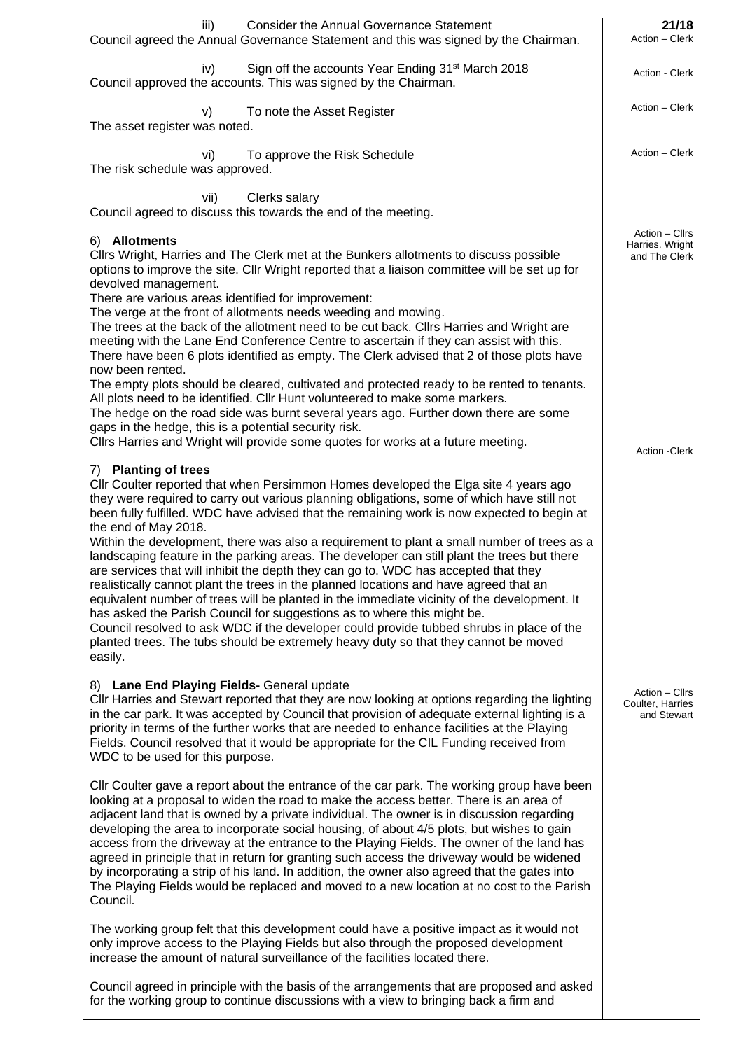| | **21/18** |
|---|---|
| iii) Consider the Annual Governance Statement<br>Council agreed the Annual Governance Statement and this was signed by the Chairman. | Action – Clerk |
| iv) Sign off the accounts Year Ending 31st March 2018<br>Council approved the accounts. This was signed by the Chairman. | Action - Clerk |
| v) To note the Asset Register<br>The asset register was noted. | Action – Clerk |
| vi) To approve the Risk Schedule<br>The risk schedule was approved. | Action – Clerk |
| vii) Clerks salary<br>Council agreed to discuss this towards the end of the meeting. | |
| 6) **Allotments**<br>Cllrs Wright, Harries and The Clerk met at the Bunkers allotments to discuss possible options to improve the site. Cllr Wright reported that a liaison committee will be set up for devolved management.<br>There are various areas identified for improvement:<br>The verge at the front of allotments needs weeding and mowing.<br>The trees at the back of the allotment need to be cut back. Cllrs Harries and Wright are meeting with the Lane End Conference Centre to ascertain if they can assist with this.<br>There have been 6 plots identified as empty. The Clerk advised that 2 of those plots have now been rented.<br>The empty plots should be cleared, cultivated and protected ready to be rented to tenants.<br>All plots need to be identified. Cllr Hunt volunteered to make some markers.<br>The hedge on the road side was burnt several years ago. Further down there are some gaps in the hedge, this is a potential security risk.<br>Cllrs Harries and Wright will provide some quotes for works at a future meeting. | Action – Cllrs Harries. Wright and The Clerk |
| 7) **Planting of trees**<br>Cllr Coulter reported that when Persimmon Homes developed the Elga site 4 years ago they were required to carry out various planning obligations, some of which have still not been fully fulfilled. WDC have advised that the remaining work is now expected to begin at the end of May 2018.<br>Within the development, there was also a requirement to plant a small number of trees as a landscaping feature in the parking areas. The developer can still plant the trees but there are services that will inhibit the depth they can go to. WDC has accepted that they realistically cannot plant the trees in the planned locations and have agreed that an equivalent number of trees will be planted in the immediate vicinity of the development. It has asked the Parish Council for suggestions as to where this might be.<br>Council resolved to ask WDC if the developer could provide tubbed shrubs in place of the planted trees. The tubs should be extremely heavy duty so that they cannot be moved easily. | Action -Clerk |
| 8) **Lane End Playing Fields-** General update<br>Cllr Harries and Stewart reported that they are now looking at options regarding the lighting in the car park. It was accepted by Council that provision of adequate external lighting is a priority in terms of the further works that are needed to enhance facilities at the Playing Fields. Council resolved that it would be appropriate for the CIL Funding received from WDC to be used for this purpose.<br><br>Cllr Coulter gave a report about the entrance of the car park. The working group have been looking at a proposal to widen the road to make the access better. There is an area of adjacent land that is owned by a private individual. The owner is in discussion regarding developing the area to incorporate social housing, of about 4/5 plots, but wishes to gain access from the driveway at the entrance to the Playing Fields. The owner of the land has agreed in principle that in return for granting such access the driveway would be widened by incorporating a strip of his land. In addition, the owner also agreed that the gates into The Playing Fields would be replaced and moved to a new location at no cost to the Parish Council.<br><br>The working group felt that this development could have a positive impact as it would not only improve access to the Playing Fields but also through the proposed development increase the amount of natural surveillance of the facilities located there.<br><br>Council agreed in principle with the basis of the arrangements that are proposed and asked for the working group to continue discussions with a view to bringing back a firm and | Action – Cllrs Coulter, Harries and Stewart |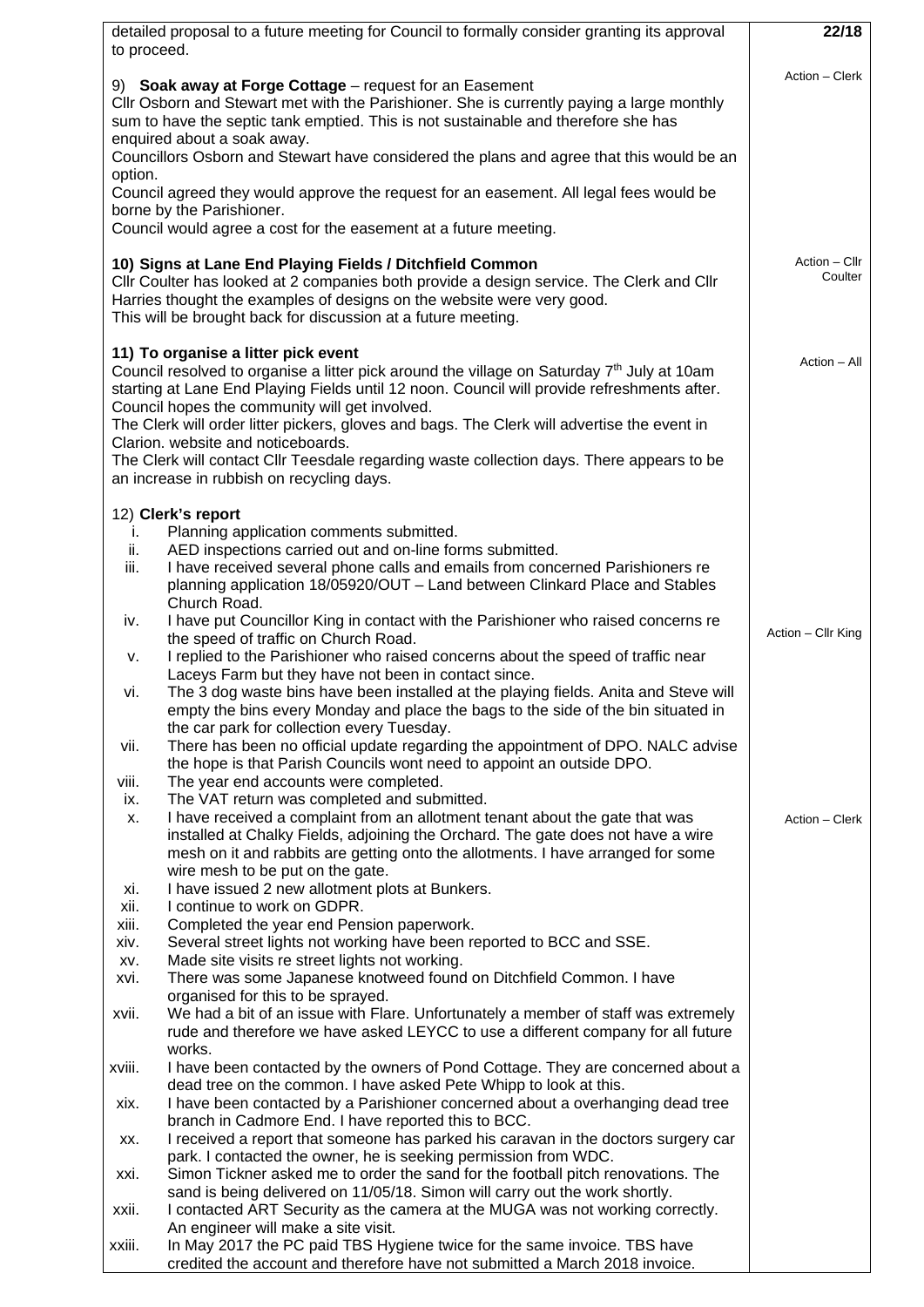detailed proposal to a future meeting for Council to formally consider granting its approval to proceed.

**22/18**

Action – Clerk

9) **Soak away at Forge Cottage** – request for an Easement
Cllr Osborn and Stewart met with the Parishioner. She is currently paying a large monthly sum to have the septic tank emptied. This is not sustainable and therefore she has enquired about a soak away.
Councillors Osborn and Stewart have considered the plans and agree that this would be an option.
Council agreed they would approve the request for an easement. All legal fees would be borne by the Parishioner.
Council would agree a cost for the easement at a future meeting.

**10) Signs at Lane End Playing Fields / Ditchfield Common**
Cllr Coulter has looked at 2 companies both provide a design service. The Clerk and Cllr Harries thought the examples of designs on the website were very good.
This will be brought back for discussion at a future meeting.

Action – Cllr Coulter

**11) To organise a litter pick event**
Council resolved to organise a litter pick around the village on Saturday 7th July at 10am starting at Lane End Playing Fields until 12 noon. Council will provide refreshments after. Council hopes the community will get involved.
The Clerk will order litter pickers, gloves and bags. The Clerk will advertise the event in Clarion. website and noticeboards.
The Clerk will contact Cllr Teesdale regarding waste collection days. There appears to be an increase in rubbish on recycling days.

Action – All

12) **Clerk's report**

i. Planning application comments submitted.
ii. AED inspections carried out and on-line forms submitted.
iii. I have received several phone calls and emails from concerned Parishioners re planning application 18/05920/OUT – Land between Clinkard Place and Stables Church Road.
iv. I have put Councillor King in contact with the Parishioner who raised concerns re the speed of traffic on Church Road. — Action – Cllr King
v. I replied to the Parishioner who raised concerns about the speed of traffic near Laceys Farm but they have not been in contact since.
vi. The 3 dog waste bins have been installed at the playing fields. Anita and Steve will empty the bins every Monday and place the bags to the side of the bin situated in the car park for collection every Tuesday.
vii. There has been no official update regarding the appointment of DPO. NALC advise the hope is that Parish Councils wont need to appoint an outside DPO.
viii. The year end accounts were completed.
ix. The VAT return was completed and submitted.
x. I have received a complaint from an allotment tenant about the gate that was installed at Chalky Fields, adjoining the Orchard. The gate does not have a wire mesh on it and rabbits are getting onto the allotments. I have arranged for some wire mesh to be put on the gate. — Action – Clerk
xi. I have issued 2 new allotment plots at Bunkers.
xii. I continue to work on GDPR.
xiii. Completed the year end Pension paperwork.
xiv. Several street lights not working have been reported to BCC and SSE.
xv. Made site visits re street lights not working.
xvi. There was some Japanese knotweed found on Ditchfield Common. I have organised for this to be sprayed.
xvii. We had a bit of an issue with Flare. Unfortunately a member of staff was extremely rude and therefore we have asked LEYCC to use a different company for all future works.
xviii. I have been contacted by the owners of Pond Cottage. They are concerned about a dead tree on the common. I have asked Pete Whipp to look at this.
xix. I have been contacted by a Parishioner concerned about a overhanging dead tree branch in Cadmore End. I have reported this to BCC.
xx. I received a report that someone has parked his caravan in the doctors surgery car park. I contacted the owner, he is seeking permission from WDC.
xxi. Simon Tickner asked me to order the sand for the football pitch renovations. The sand is being delivered on 11/05/18. Simon will carry out the work shortly.
xxii. I contacted ART Security as the camera at the MUGA was not working correctly. An engineer will make a site visit.
xxiii. In May 2017 the PC paid TBS Hygiene twice for the same invoice. TBS have credited the account and therefore have not submitted a March 2018 invoice.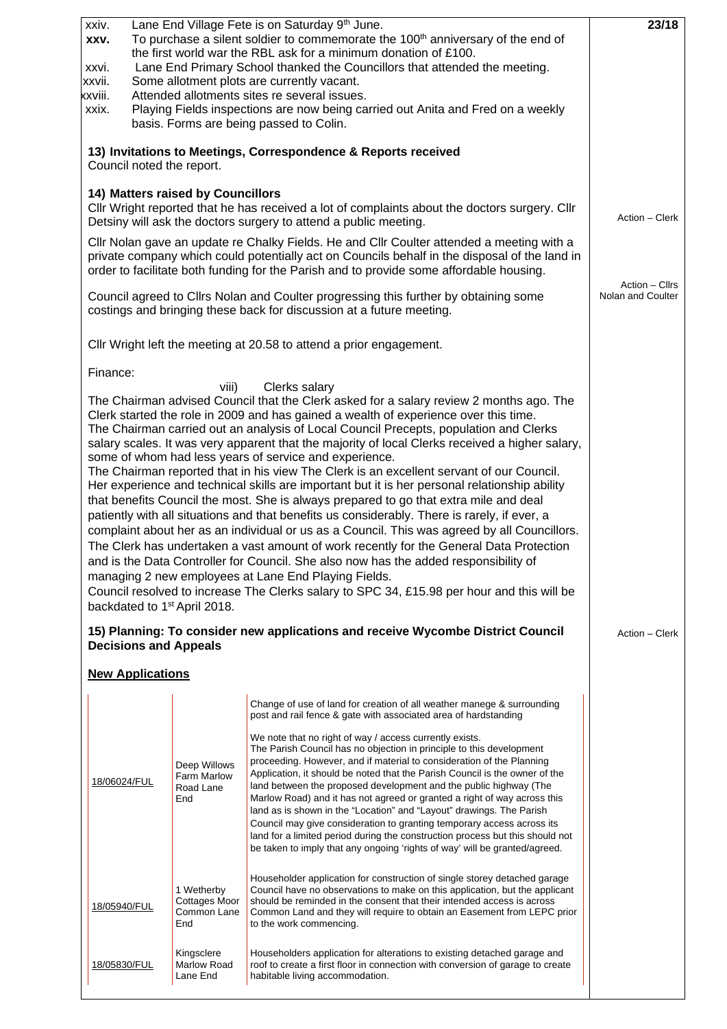xxiv. Lane End Village Fete is on Saturday 9th June.

**xxv.** To purchase a silent soldier to commemorate the 100th anniversary of the end of the first world war the RBL ask for a minimum donation of £100.

xxvi. Lane End Primary School thanked the Councillors that attended the meeting.

xxvii. Some allotment plots are currently vacant.

xxviii. Attended allotments sites re several issues.

xxix. Playing Fields inspections are now being carried out Anita and Fred on a weekly basis. Forms are being passed to Colin.

**23/18**

**13) Invitations to Meetings, Correspondence & Reports received**

Council noted the report.

**14) Matters raised by Councillors**

Cllr Wright reported that he has received a lot of complaints about the doctors surgery. Cllr Detsiny will ask the doctors surgery to attend a public meeting. — Action – Clerk

Cllr Nolan gave an update re Chalky Fields. He and Cllr Coulter attended a meeting with a private company which could potentially act on Councils behalf in the disposal of the land in order to facilitate both funding for the Parish and to provide some affordable housing.

Council agreed to Cllrs Nolan and Coulter progressing this further by obtaining some costings and bringing these back for discussion at a future meeting. — Action – Cllrs Nolan and Coulter

Cllr Wright left the meeting at 20.58 to attend a prior engagement.

Finance:

viii) Clerks salary

The Chairman advised Council that the Clerk asked for a salary review 2 months ago. The Clerk started the role in 2009 and has gained a wealth of experience over this time.
The Chairman carried out an analysis of Local Council Precepts, population and Clerks salary scales. It was very apparent that the majority of local Clerks received a higher salary, some of whom had less years of service and experience.
The Chairman reported that in his view The Clerk is an excellent servant of our Council. Her experience and technical skills are important but it is her personal relationship ability that benefits Council the most. She is always prepared to go that extra mile and deal patiently with all situations and that benefits us considerably. There is rarely, if ever, a complaint about her as an individual or us as a Council. This was agreed by all Councillors.
The Clerk has undertaken a vast amount of work recently for the General Data Protection and is the Data Controller for Council. She also now has the added responsibility of managing 2 new employees at Lane End Playing Fields.
Council resolved to increase The Clerks salary to SPC 34, £15.98 per hour and this will be backdated to 1st April 2018.

**15) Planning: To consider new applications and receive Wycombe District Council Decisions and Appeals** — Action – Clerk

**New Applications**

| Reference | Address | Details |
|---|---|---|
| 18/06024/FUL | Deep Willows Farm Marlow Road Lane End | Change of use of land for creation of all weather manege & surrounding post and rail fence & gate with associated area of hardstanding<br><br>We note that no right of way / access currently exists. The Parish Council has no objection in principle to this development proceeding. However, and if material to consideration of the Planning Application, it should be noted that the Parish Council is the owner of the land between the proposed development and the public highway (The Marlow Road) and it has not agreed or granted a right of way across this land as is shown in the "Location" and "Layout" drawings. The Parish Council may give consideration to granting temporary access across its land for a limited period during the construction process but this should not be taken to imply that any ongoing 'rights of way' will be granted/agreed. |
| 18/05940/FUL | 1 Wetherby Cottages Moor Common Lane End | Householder application for construction of single storey detached garage Council have no observations to make on this application, but the applicant should be reminded in the consent that their intended access is across Common Land and they will require to obtain an Easement from LEPC prior to the work commencing. |
| 18/05830/FUL | Kingsclere Marlow Road Lane End | Householders application for alterations to existing detached garage and roof to create a first floor in connection with conversion of garage to create habitable living accommodation. |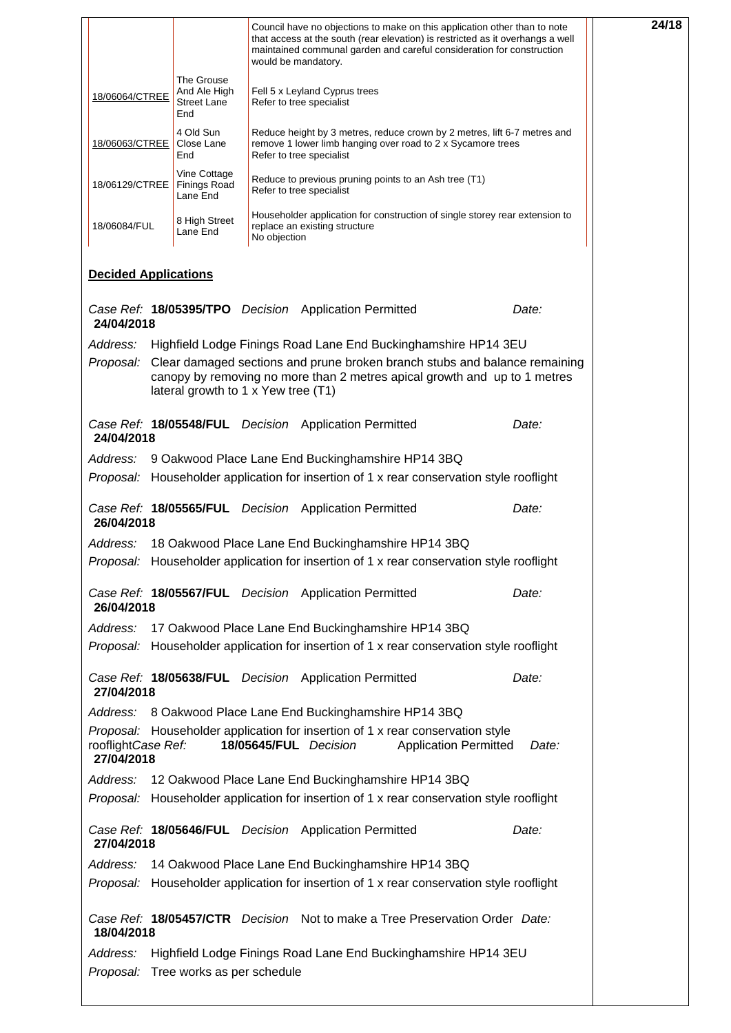| | | |
|---|---|---|
| | | Council have no objections to make on this application other than to note that access at the south (rear elevation) is restricted as it overhangs a well maintained communal garden and careful consideration for construction would be mandatory. |
| 18/06064/CTREE | The Grouse And Ale High Street Lane End | Fell 5 x Leyland Cyprus trees<br>Refer to tree specialist |
| 18/06063/CTREE | 4 Old Sun Close Lane End | Reduce height by 3 metres, reduce crown by 2 metres, lift 6-7 metres and remove 1 lower limb hanging over road to 2 x Sycamore trees<br>Refer to tree specialist |
| 18/06129/CTREE | Vine Cottage Finings Road Lane End | Reduce to previous pruning points to an Ash tree (T1)<br>Refer to tree specialist |
| 18/06084/FUL | 8 High Street Lane End | Householder application for construction of single storey rear extension to replace an existing structure<br>No objection |

**Decided Applications**

*Case Ref:* **18/05395/TPO** *Decision* Application Permitted *Date:* **24/04/2018**

*Address:* Highfield Lodge Finings Road Lane End Buckinghamshire HP14 3EU

*Proposal:* Clear damaged sections and prune broken branch stubs and balance remaining canopy by removing no more than 2 metres apical growth and up to 1 metres lateral growth to 1 x Yew tree (T1)

*Case Ref:* **18/05548/FUL** *Decision* Application Permitted *Date:* **24/04/2018**

*Address:* 9 Oakwood Place Lane End Buckinghamshire HP14 3BQ

*Proposal:* Householder application for insertion of 1 x rear conservation style rooflight

*Case Ref:* **18/05565/FUL** *Decision* Application Permitted *Date:* **26/04/2018**

*Address:* 18 Oakwood Place Lane End Buckinghamshire HP14 3BQ

*Proposal:* Householder application for insertion of 1 x rear conservation style rooflight

*Case Ref:* **18/05567/FUL** *Decision* Application Permitted *Date:* **26/04/2018**

*Address:* 17 Oakwood Place Lane End Buckinghamshire HP14 3BQ

*Proposal:* Householder application for insertion of 1 x rear conservation style rooflight

*Case Ref:* **18/05638/FUL** *Decision* Application Permitted *Date:* **27/04/2018**

*Address:* 8 Oakwood Place Lane End Buckinghamshire HP14 3BQ

*Proposal:* Householder application for insertion of 1 x rear conservation style rooflight

*Case Ref:* **18/05645/FUL** *Decision* Application Permitted *Date:* **27/04/2018**

*Address:* 12 Oakwood Place Lane End Buckinghamshire HP14 3BQ

*Proposal:* Householder application for insertion of 1 x rear conservation style rooflight

*Case Ref:* **18/05646/FUL** *Decision* Application Permitted *Date:* **27/04/2018**

*Address:* 14 Oakwood Place Lane End Buckinghamshire HP14 3BQ

*Proposal:* Householder application for insertion of 1 x rear conservation style rooflight

*Case Ref:* **18/05457/CTR** *Decision* Not to make a Tree Preservation Order *Date:* **18/04/2018**

*Address:* Highfield Lodge Finings Road Lane End Buckinghamshire HP14 3EU

*Proposal:* Tree works as per schedule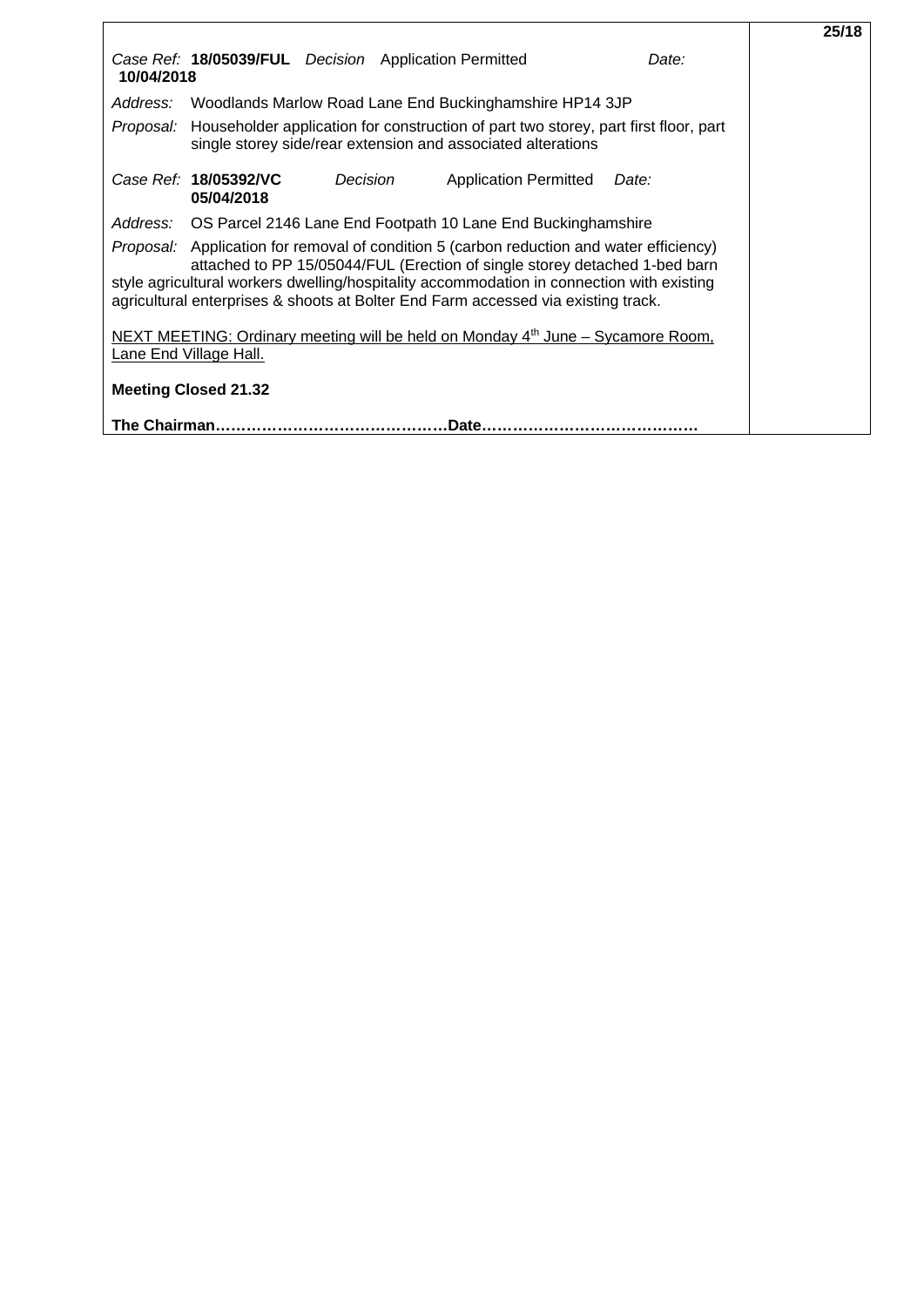*Case Ref:* **18/05039/FUL** *Decision* Application Permitted *Date:* **10/04/2018**

*Address:* Woodlands Marlow Road Lane End Buckinghamshire HP14 3JP

*Proposal:* Householder application for construction of part two storey, part first floor, part single storey side/rear extension and associated alterations

*Case Ref:* **18/05392/VC** *Decision* Application Permitted *Date:* **05/04/2018**

*Address:* OS Parcel 2146 Lane End Footpath 10 Lane End Buckinghamshire

*Proposal:* Application for removal of condition 5 (carbon reduction and water efficiency) attached to PP 15/05044/FUL (Erection of single storey detached 1-bed barn style agricultural workers dwelling/hospitality accommodation in connection with existing agricultural enterprises & shoots at Bolter End Farm accessed via existing track.

NEXT MEETING: Ordinary meeting will be held on Monday 4th June – Sycamore Room, Lane End Village Hall.

**Meeting Closed 21.32**

**The Chairman……………………………………Date……………………………………**